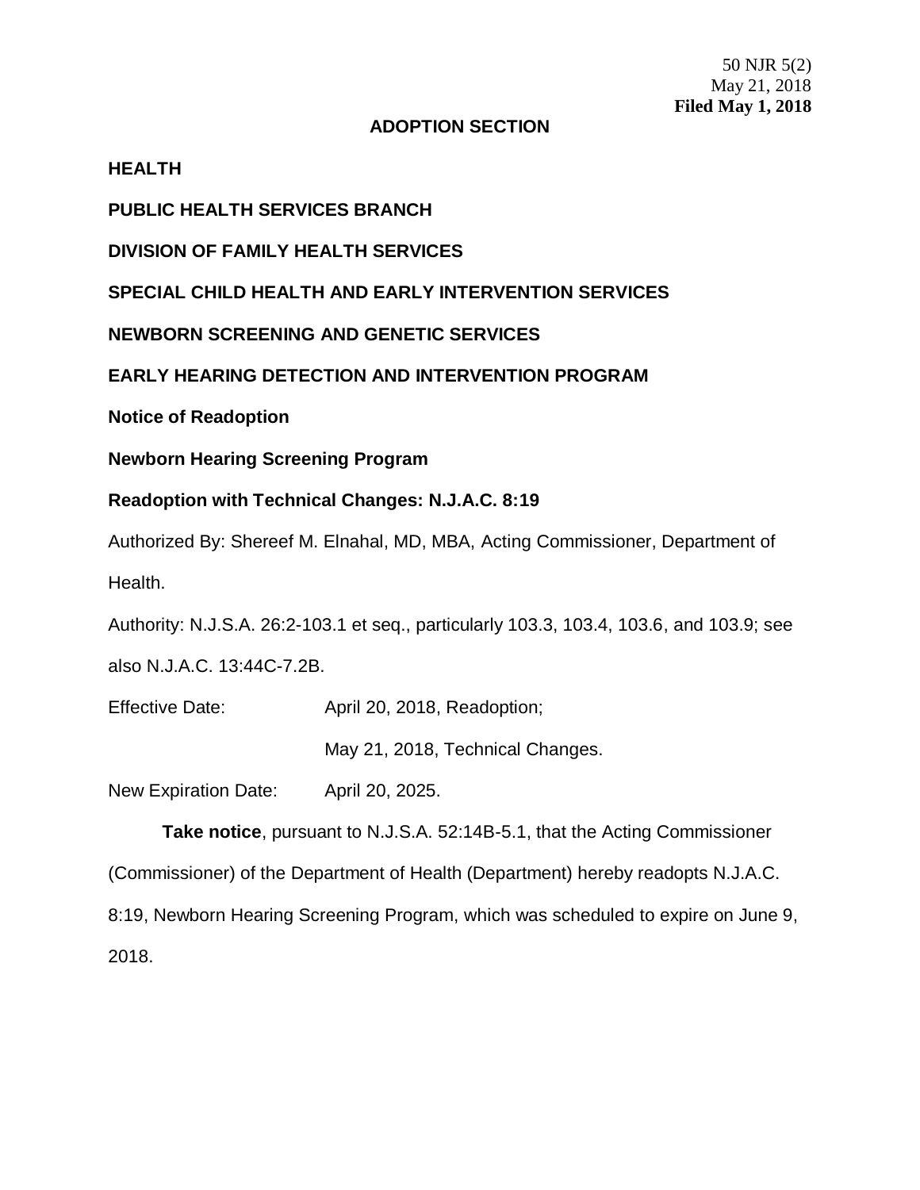50 NJR 5(2)
May 21, 2018
**Filed May 1, 2018**

**ADOPTION SECTION**

**HEALTH**

**PUBLIC HEALTH SERVICES BRANCH**

**DIVISION OF FAMILY HEALTH SERVICES**

**SPECIAL CHILD HEALTH AND EARLY INTERVENTION SERVICES**

**NEWBORN SCREENING AND GENETIC SERVICES**

**EARLY HEARING DETECTION AND INTERVENTION PROGRAM**

**Notice of Readoption**

**Newborn Hearing Screening Program**

**Readoption with Technical Changes: N.J.A.C. 8:19**

Authorized By: Shereef M. Elnahal, MD, MBA, Acting Commissioner, Department of Health.

Authority: N.J.S.A. 26:2-103.1 et seq., particularly 103.3, 103.4, 103.6, and 103.9; see also N.J.A.C. 13:44C-7.2B.

Effective Date: April 20, 2018, Readoption;

May 21, 2018, Technical Changes.

New Expiration Date: April 20, 2025.

**Take notice**, pursuant to N.J.S.A. 52:14B-5.1, that the Acting Commissioner (Commissioner) of the Department of Health (Department) hereby readopts N.J.A.C. 8:19, Newborn Hearing Screening Program, which was scheduled to expire on June 9, 2018.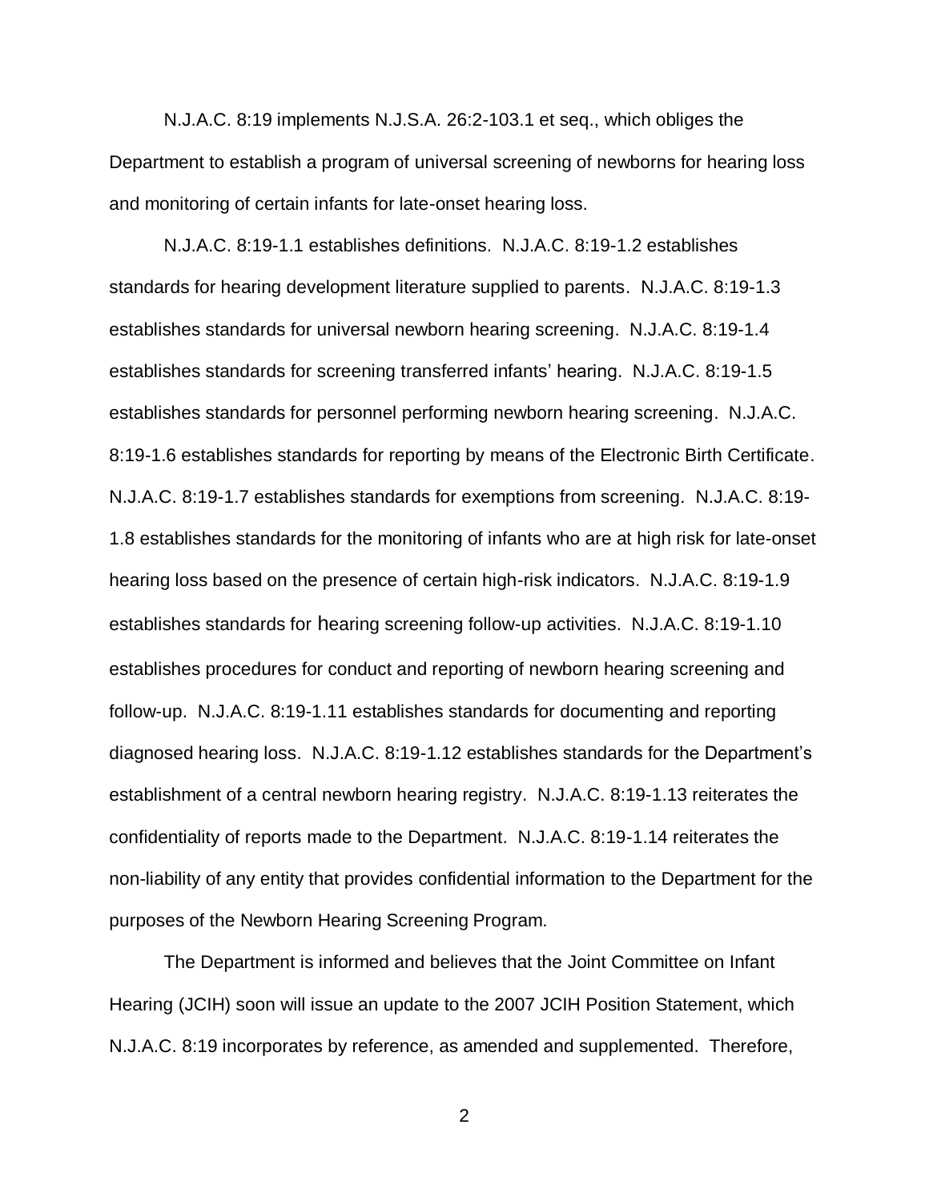N.J.A.C. 8:19 implements N.J.S.A. 26:2-103.1 et seq., which obliges the Department to establish a program of universal screening of newborns for hearing loss and monitoring of certain infants for late-onset hearing loss.

N.J.A.C. 8:19-1.1 establishes definitions. N.J.A.C. 8:19-1.2 establishes standards for hearing development literature supplied to parents. N.J.A.C. 8:19-1.3 establishes standards for universal newborn hearing screening. N.J.A.C. 8:19-1.4 establishes standards for screening transferred infants' hearing. N.J.A.C. 8:19-1.5 establishes standards for personnel performing newborn hearing screening. N.J.A.C. 8:19-1.6 establishes standards for reporting by means of the Electronic Birth Certificate. N.J.A.C. 8:19-1.7 establishes standards for exemptions from screening. N.J.A.C. 8:19-1.8 establishes standards for the monitoring of infants who are at high risk for late-onset hearing loss based on the presence of certain high-risk indicators. N.J.A.C. 8:19-1.9 establishes standards for hearing screening follow-up activities. N.J.A.C. 8:19-1.10 establishes procedures for conduct and reporting of newborn hearing screening and follow-up. N.J.A.C. 8:19-1.11 establishes standards for documenting and reporting diagnosed hearing loss. N.J.A.C. 8:19-1.12 establishes standards for the Department's establishment of a central newborn hearing registry. N.J.A.C. 8:19-1.13 reiterates the confidentiality of reports made to the Department. N.J.A.C. 8:19-1.14 reiterates the non-liability of any entity that provides confidential information to the Department for the purposes of the Newborn Hearing Screening Program.

The Department is informed and believes that the Joint Committee on Infant Hearing (JCIH) soon will issue an update to the 2007 JCIH Position Statement, which N.J.A.C. 8:19 incorporates by reference, as amended and supplemented. Therefore,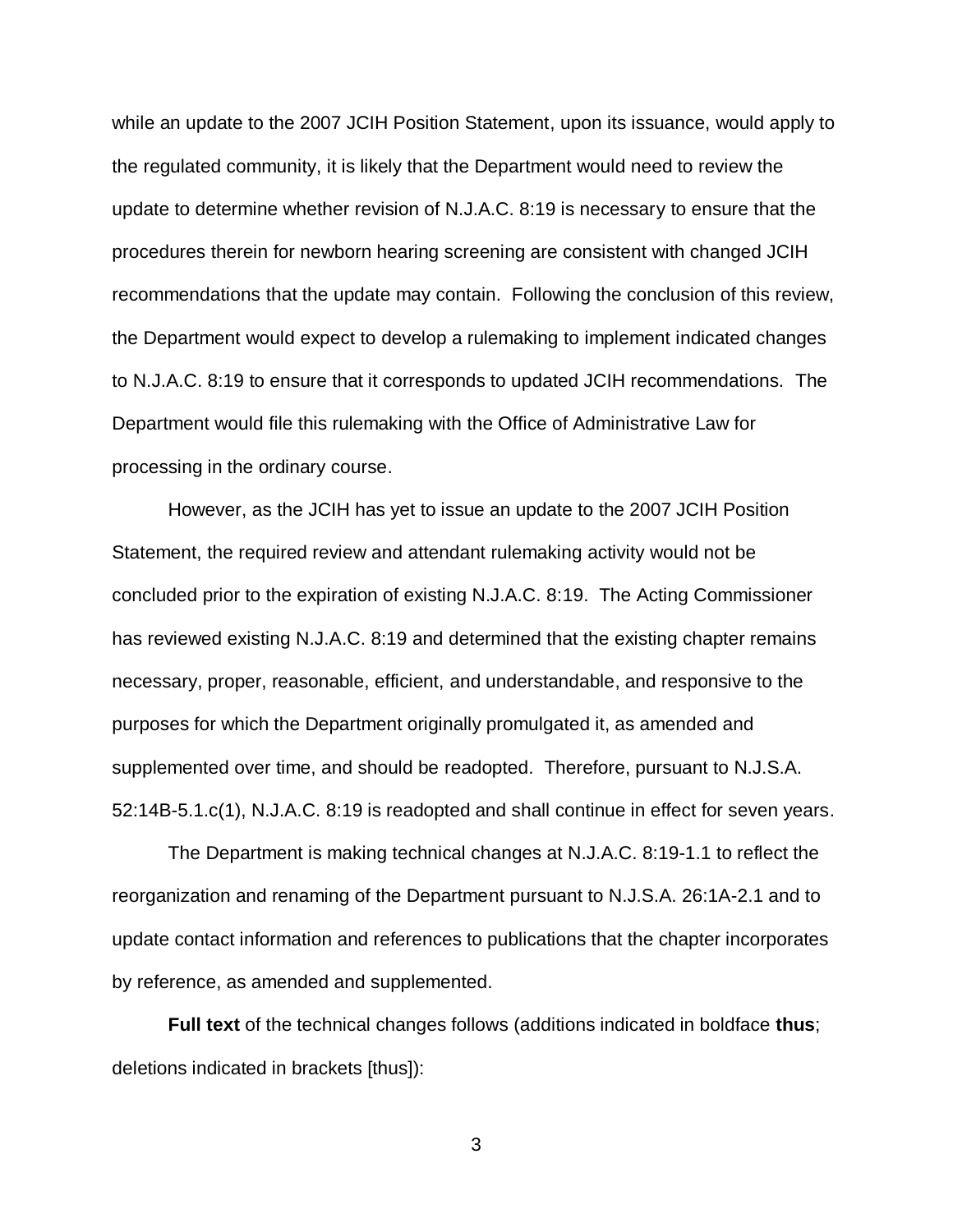while an update to the 2007 JCIH Position Statement, upon its issuance, would apply to the regulated community, it is likely that the Department would need to review the update to determine whether revision of N.J.A.C. 8:19 is necessary to ensure that the procedures therein for newborn hearing screening are consistent with changed JCIH recommendations that the update may contain. Following the conclusion of this review, the Department would expect to develop a rulemaking to implement indicated changes to N.J.A.C. 8:19 to ensure that it corresponds to updated JCIH recommendations. The Department would file this rulemaking with the Office of Administrative Law for processing in the ordinary course.

However, as the JCIH has yet to issue an update to the 2007 JCIH Position Statement, the required review and attendant rulemaking activity would not be concluded prior to the expiration of existing N.J.A.C. 8:19. The Acting Commissioner has reviewed existing N.J.A.C. 8:19 and determined that the existing chapter remains necessary, proper, reasonable, efficient, and understandable, and responsive to the purposes for which the Department originally promulgated it, as amended and supplemented over time, and should be readopted. Therefore, pursuant to N.J.S.A. 52:14B-5.1.c(1), N.J.A.C. 8:19 is readopted and shall continue in effect for seven years.

The Department is making technical changes at N.J.A.C. 8:19-1.1 to reflect the reorganization and renaming of the Department pursuant to N.J.S.A. 26:1A-2.1 and to update contact information and references to publications that the chapter incorporates by reference, as amended and supplemented.

**Full text** of the technical changes follows (additions indicated in boldface **thus**; deletions indicated in brackets [thus]):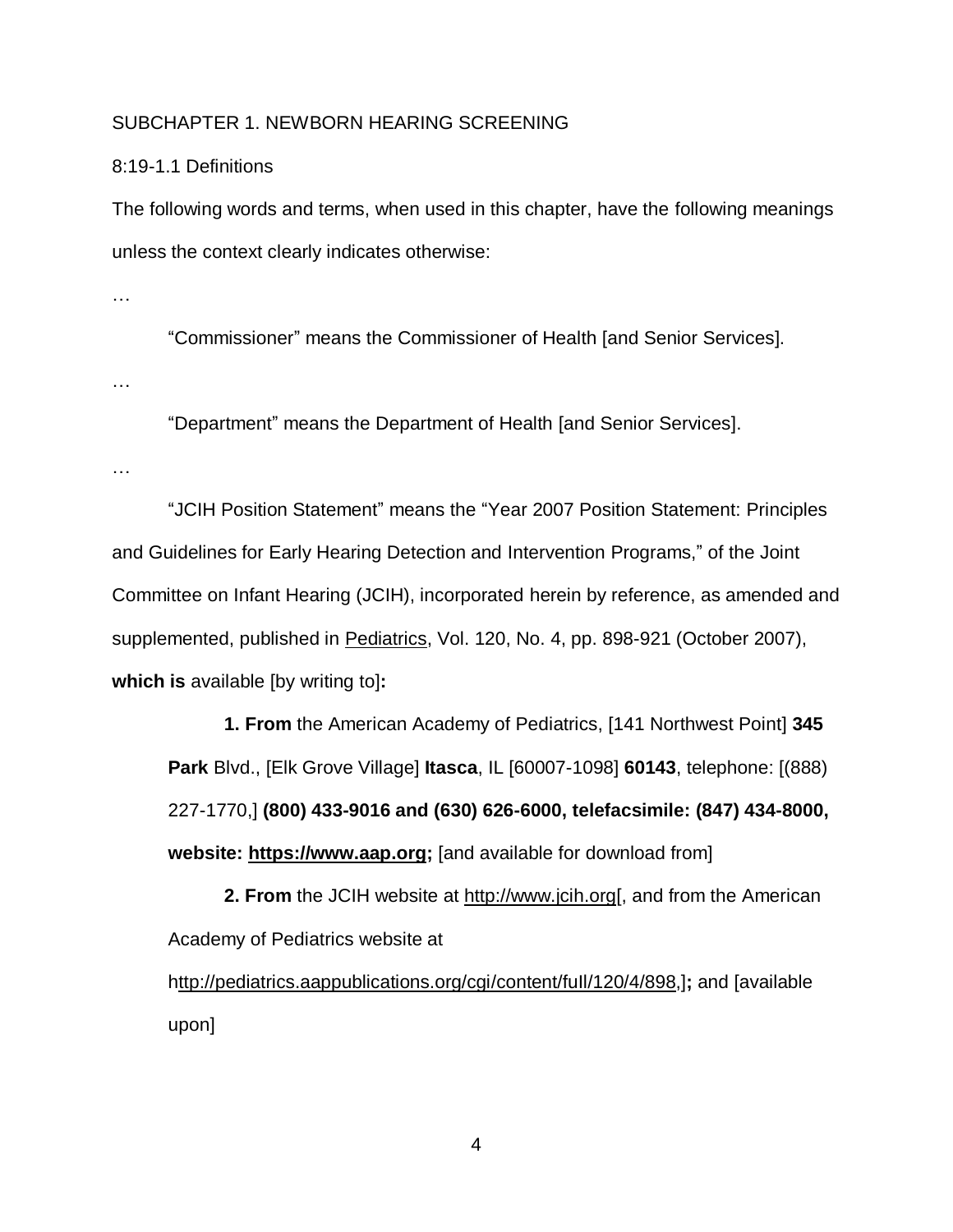SUBCHAPTER 1. NEWBORN HEARING SCREENING

8:19-1.1 Definitions

The following words and terms, when used in this chapter, have the following meanings unless the context clearly indicates otherwise:

…

"Commissioner" means the Commissioner of Health [and Senior Services].

…

"Department" means the Department of Health [and Senior Services].

…

"JCIH Position Statement" means the "Year 2007 Position Statement: Principles and Guidelines for Early Hearing Detection and Intervention Programs," of the Joint Committee on Infant Hearing (JCIH), incorporated herein by reference, as amended and supplemented, published in Pediatrics, Vol. 120, No. 4, pp. 898-921 (October 2007), **which is** available [by writing to]**:**

**1. From** the American Academy of Pediatrics, [141 Northwest Point] **345 Park** Blvd., [Elk Grove Village] **Itasca**, IL [60007-1098] **60143**, telephone: [(888) 227-1770,] **(800) 433-9016 and (630) 626-6000, telefacsimile: (847) 434-8000, website: https://www.aap.org;** [and available for download from]

**2. From** the JCIH website at http://www.jcih.org[, and from the American Academy of Pediatrics website at http://pediatrics.aappublications.org/cgi/content/full/120/4/898,]**;** and [available upon]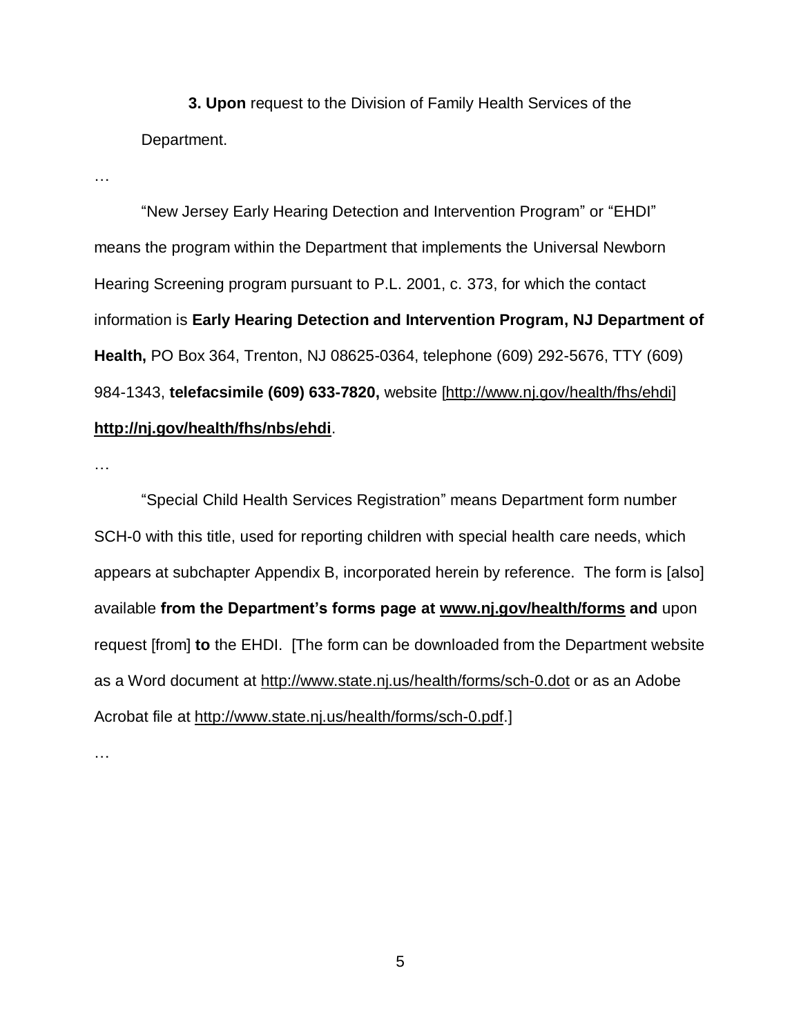**3. Upon** request to the Division of Family Health Services of the Department.

…

"New Jersey Early Hearing Detection and Intervention Program" or "EHDI" means the program within the Department that implements the Universal Newborn Hearing Screening program pursuant to P.L. 2001, c. 373, for which the contact information is **Early Hearing Detection and Intervention Program, NJ Department of Health,** PO Box 364, Trenton, NJ 08625-0364, telephone (609) 292-5676, TTY (609) 984-1343, **telefacsimile (609) 633-7820,** website [http://www.nj.gov/health/fhs/ehdi] **http://nj.gov/health/fhs/nbs/ehdi**.

…

"Special Child Health Services Registration" means Department form number SCH-0 with this title, used for reporting children with special health care needs, which appears at subchapter Appendix B, incorporated herein by reference. The form is [also] available **from the Department's forms page at www.nj.gov/health/forms and** upon request [from] **to** the EHDI. [The form can be downloaded from the Department website as a Word document at http://www.state.nj.us/health/forms/sch-0.dot or as an Adobe Acrobat file at http://www.state.nj.us/health/forms/sch-0.pdf.]

…